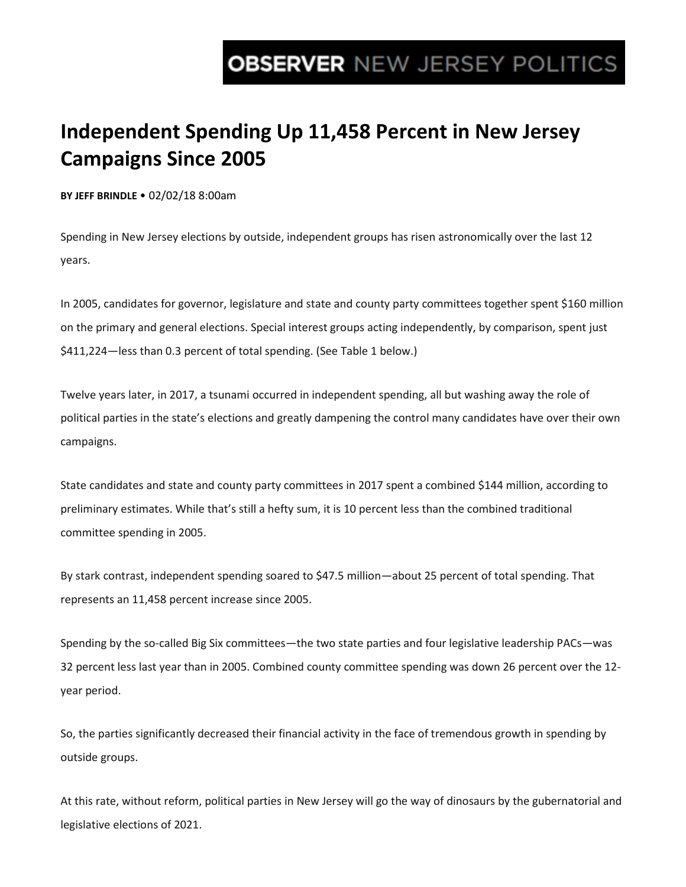OBSERVER NEW JERSEY POLITICS

# Independent Spending Up 11,458 Percent in New Jersey Campaigns Since 2005

**BY JEFF BRINDLE** • 02/02/18 8:00am

Spending in New Jersey elections by outside, independent groups has risen astronomically over the last 12 years.

In 2005, candidates for governor, legislature and state and county party committees together spent $160 million on the primary and general elections. Special interest groups acting independently, by comparison, spent just $411,224—less than 0.3 percent of total spending. (See Table 1 below.)

Twelve years later, in 2017, a tsunami occurred in independent spending, all but washing away the role of political parties in the state's elections and greatly dampening the control many candidates have over their own campaigns.

State candidates and state and county party committees in 2017 spent a combined $144 million, according to preliminary estimates. While that's still a hefty sum, it is 10 percent less than the combined traditional committee spending in 2005.

By stark contrast, independent spending soared to $47.5 million—about 25 percent of total spending. That represents an 11,458 percent increase since 2005.

Spending by the so-called Big Six committees—the two state parties and four legislative leadership PACs—was 32 percent less last year than in 2005. Combined county committee spending was down 26 percent over the 12-year period.

So, the parties significantly decreased their financial activity in the face of tremendous growth in spending by outside groups.

At this rate, without reform, political parties in New Jersey will go the way of dinosaurs by the gubernatorial and legislative elections of 2021.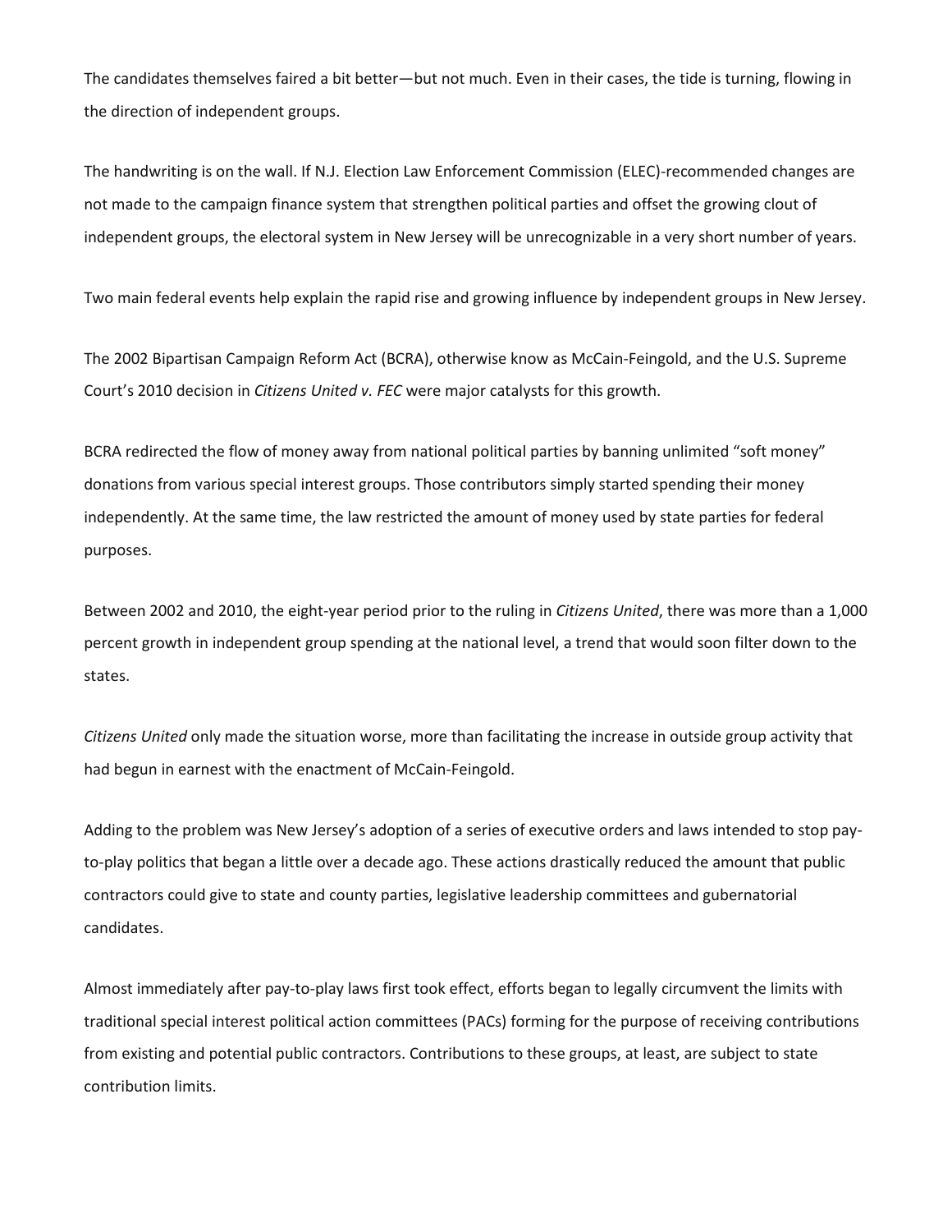The candidates themselves faired a bit better—but not much. Even in their cases, the tide is turning, flowing in the direction of independent groups.

The handwriting is on the wall. If N.J. Election Law Enforcement Commission (ELEC)-recommended changes are not made to the campaign finance system that strengthen political parties and offset the growing clout of independent groups, the electoral system in New Jersey will be unrecognizable in a very short number of years.

Two main federal events help explain the rapid rise and growing influence by independent groups in New Jersey.

The 2002 Bipartisan Campaign Reform Act (BCRA), otherwise know as McCain-Feingold, and the U.S. Supreme Court's 2010 decision in *Citizens United v. FEC* were major catalysts for this growth.

BCRA redirected the flow of money away from national political parties by banning unlimited "soft money" donations from various special interest groups. Those contributors simply started spending their money independently. At the same time, the law restricted the amount of money used by state parties for federal purposes.

Between 2002 and 2010, the eight-year period prior to the ruling in *Citizens United*, there was more than a 1,000 percent growth in independent group spending at the national level, a trend that would soon filter down to the states.

*Citizens United* only made the situation worse, more than facilitating the increase in outside group activity that had begun in earnest with the enactment of McCain-Feingold.

Adding to the problem was New Jersey's adoption of a series of executive orders and laws intended to stop pay-to-play politics that began a little over a decade ago. These actions drastically reduced the amount that public contractors could give to state and county parties, legislative leadership committees and gubernatorial candidates.

Almost immediately after pay-to-play laws first took effect, efforts began to legally circumvent the limits with traditional special interest political action committees (PACs) forming for the purpose of receiving contributions from existing and potential public contractors. Contributions to these groups, at least, are subject to state contribution limits.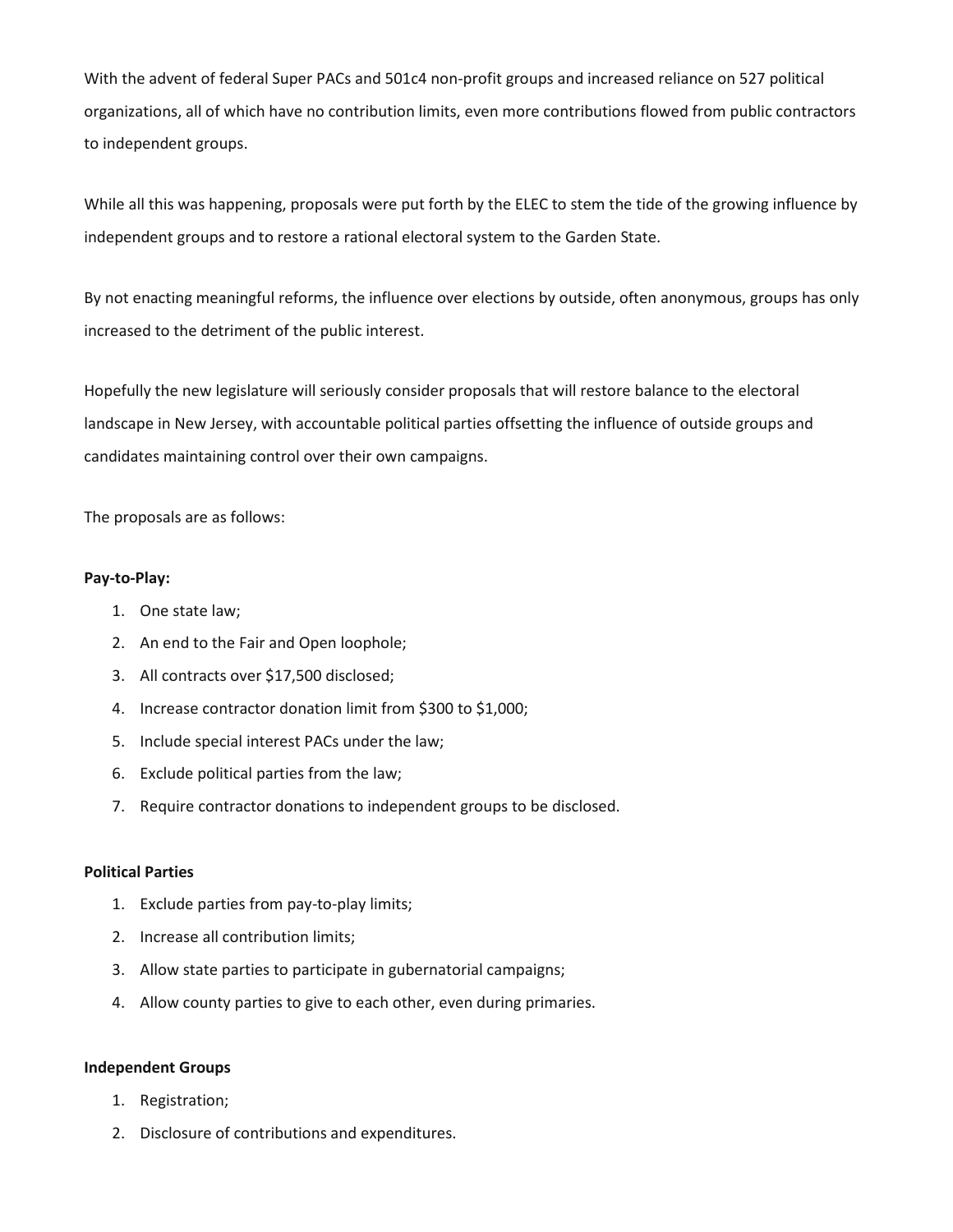With the advent of federal Super PACs and 501c4 non-profit groups and increased reliance on 527 political organizations, all of which have no contribution limits, even more contributions flowed from public contractors to independent groups.

While all this was happening, proposals were put forth by the ELEC to stem the tide of the growing influence by independent groups and to restore a rational electoral system to the Garden State.

By not enacting meaningful reforms, the influence over elections by outside, often anonymous, groups has only increased to the detriment of the public interest.

Hopefully the new legislature will seriously consider proposals that will restore balance to the electoral landscape in New Jersey, with accountable political parties offsetting the influence of outside groups and candidates maintaining control over their own campaigns.

The proposals are as follows:

**Pay-to-Play:**

1. One state law;
2. An end to the Fair and Open loophole;
3. All contracts over $17,500 disclosed;
4. Increase contractor donation limit from $300 to $1,000;
5. Include special interest PACs under the law;
6. Exclude political parties from the law;
7. Require contractor donations to independent groups to be disclosed.

**Political Parties**

1. Exclude parties from pay-to-play limits;
2. Increase all contribution limits;
3. Allow state parties to participate in gubernatorial campaigns;
4. Allow county parties to give to each other, even during primaries.

**Independent Groups**

1. Registration;
2. Disclosure of contributions and expenditures.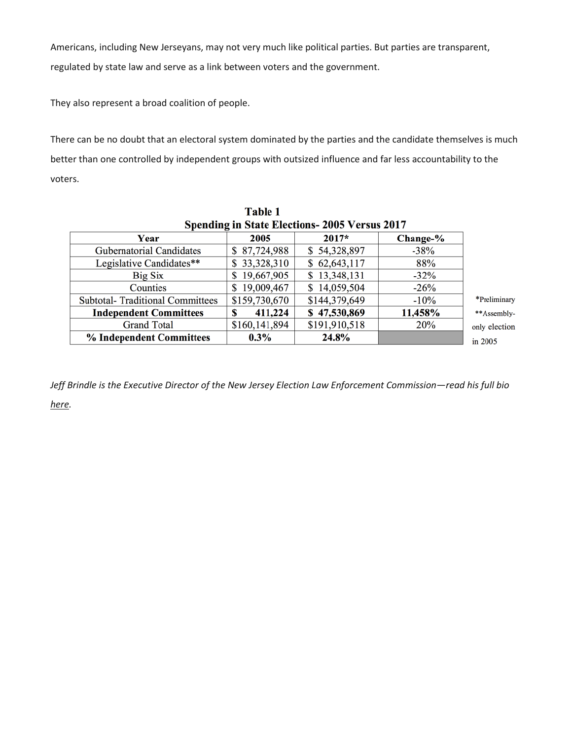Americans, including New Jerseyans, may not very much like political parties. But parties are transparent, regulated by state law and serve as a link between voters and the government.

They also represent a broad coalition of people.

There can be no doubt that an electoral system dominated by the parties and the candidate themselves is much better than one controlled by independent groups with outsized influence and far less accountability to the voters.

**Table 1**
**Spending in State Elections- 2005 Versus 2017**

| Year | 2005 | 2017* | Change-% |
|---|---|---|---|
| Gubernatorial Candidates | $ 87,724,988 | $ 54,328,897 | -38% |
| Legislative Candidates** | $ 33,328,310 | $ 62,643,117 | 88% |
| Big Six | $ 19,667,905 | $ 13,348,131 | -32% |
| Counties | $ 19,009,467 | $ 14,059,504 | -26% |
| Subtotal- Traditional Committees | $159,730,670 | $144,379,649 | -10% |
| **Independent Committees** | **$ 411,224** | **$ 47,530,869** | **11,458%** |
| Grand Total | $160,141,894 | $191,910,518 | 20% |
| **% Independent Committees** | **0.3%** | **24.8%** | |

*Preliminary
**Assembly-only election in 2005

*Jeff Brindle is the Executive Director of the New Jersey Election Law Enforcement Commission—read his full bio here.*